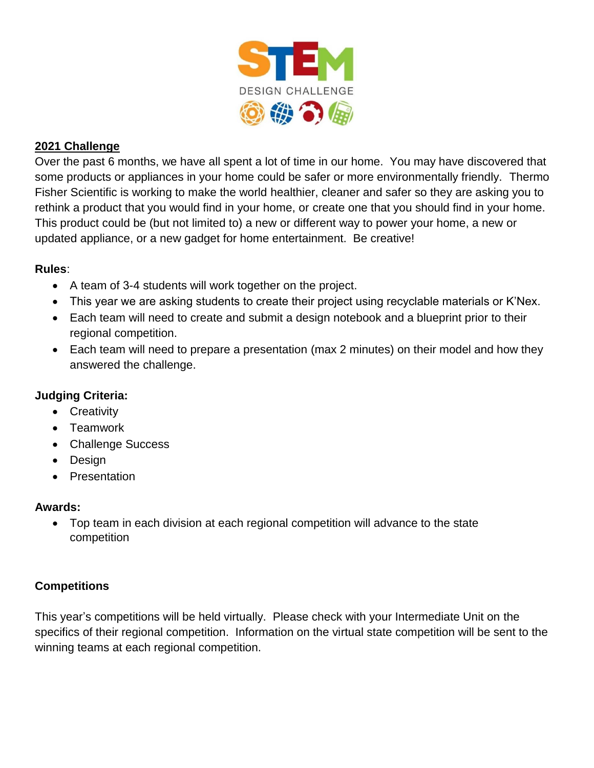# STEM DESIGN CHALLENGE

## 2021 Challenge

Over the past 6 months, we have all spent a lot of time in our home. You may have discovered that some products or appliances in your home could be safer or more environmentally friendly. Thermo Fisher Scientific is working to make the world healthier, cleaner and safer so they are asking you to rethink a product that you would find in your home, or create one that you should find in your home. This product could be (but not limited to) a new or different way to power your home, a new or updated appliance, or a new gadget for home entertainment. Be creative!

**Rules**:

- A team of 3-4 students will work together on the project.
- This year we are asking students to create their project using recyclable materials or K'Nex.
- Each team will need to create and submit a design notebook and a blueprint prior to their regional competition.
- Each team will need to prepare a presentation (max 2 minutes) on their model and how they answered the challenge.

**Judging Criteria:**

- Creativity
- Teamwork
- Challenge Success
- Design
- Presentation

**Awards:**

- Top team in each division at each regional competition will advance to the state competition

**Competitions**

This year's competitions will be held virtually. Please check with your Intermediate Unit on the specifics of their regional competition. Information on the virtual state competition will be sent to the winning teams at each regional competition.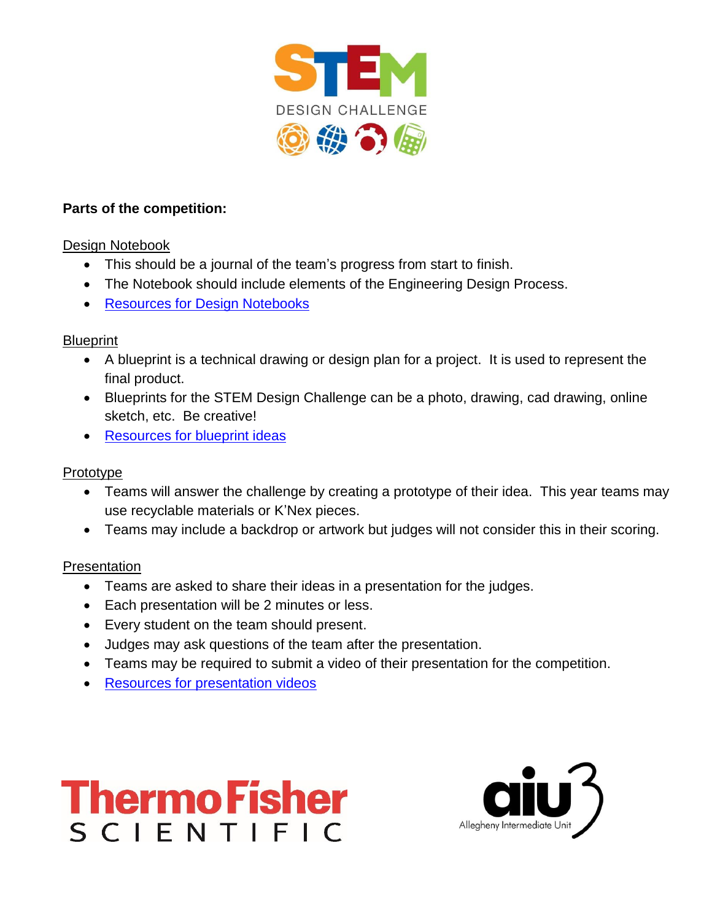**Parts of the competition:**

Design Notebook

- This should be a journal of the team's progress from start to finish.
- The Notebook should include elements of the Engineering Design Process.
- Resources for Design Notebooks

Blueprint

- A blueprint is a technical drawing or design plan for a project. It is used to represent the final product.
- Blueprints for the STEM Design Challenge can be a photo, drawing, cad drawing, online sketch, etc. Be creative!
- Resources for blueprint ideas

Prototype

- Teams will answer the challenge by creating a prototype of their idea. This year teams may use recyclable materials or K'Nex pieces.
- Teams may include a backdrop or artwork but judges will not consider this in their scoring.

Presentation

- Teams are asked to share their ideas in a presentation for the judges.
- Each presentation will be 2 minutes or less.
- Every student on the team should present.
- Judges may ask questions of the team after the presentation.
- Teams may be required to submit a video of their presentation for the competition.
- Resources for presentation videos